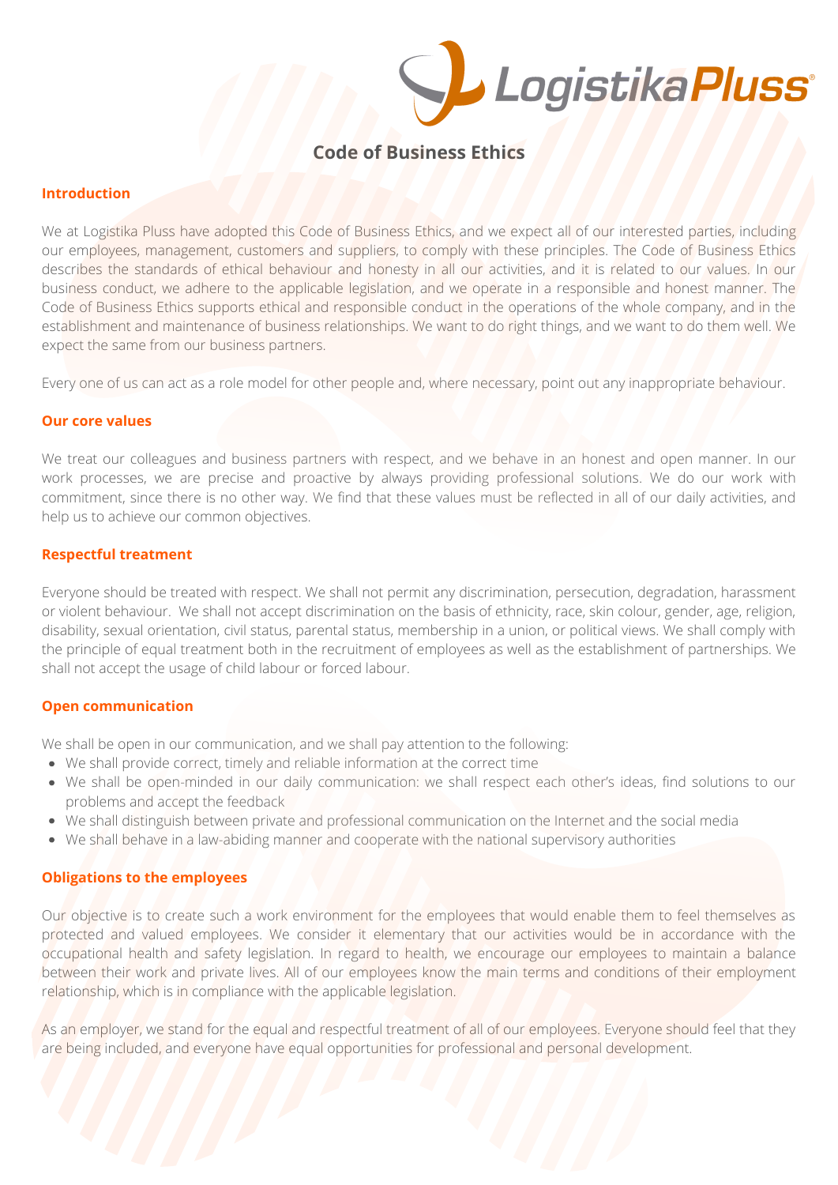# Code of Business Ethics

## Introduction

We at Logistika Pluss have adopted this Code of Business Ethics, and we expect all of our interested parties, including our employees, management, customers and suppliers, to comply with these principles. The Code of Business Ethics describes the standards of ethical behaviour and honesty in all our activities, and it is related to our values. In our business conduct, we adhere to the applicable legislation, and we operate in a responsible and honest manner. The Code of Business Ethics supports ethical and responsible conduct in the operations of the whole company, and in the establishment and maintenance of business relationships. We want to do right things, and we want to do them well. We expect the same from our business partners.

Every one of us can act as a role model for other people and, where necessary, point out any inappropriate behaviour.

## Our core values

We treat our colleagues and business partners with respect, and we behave in an honest and open manner. In our work processes, we are precise and proactive by always providing professional solutions. We do our work with commitment, since there is no other way. We find that these values must be reflected in all of our daily activities, and help us to achieve our common objectives.

## Respectful treatment

Everyone should be treated with respect. We shall not permit any discrimination, persecution, degradation, harassment or violent behaviour. We shall not accept discrimination on the basis of ethnicity, race, skin colour, gender, age, religion, disability, sexual orientation, civil status, parental status, membership in a union, or political views. We shall comply with the principle of equal treatment both in the recruitment of employees as well as the establishment of partnerships. We shall not accept the usage of child labour or forced labour.

## Open communication

We shall be open in our communication, and we shall pay attention to the following:

- We shall provide correct, timely and reliable information at the correct time
- We shall be open-minded in our daily communication: we shall respect each other's ideas, find solutions to our problems and accept the feedback
- We shall distinguish between private and professional communication on the Internet and the social media
- We shall behave in a law-abiding manner and cooperate with the national supervisory authorities

## Obligations to the employees

Our objective is to create such a work environment for the employees that would enable them to feel themselves as protected and valued employees. We consider it elementary that our activities would be in accordance with the occupational health and safety legislation. In regard to health, we encourage our employees to maintain a balance between their work and private lives. All of our employees know the main terms and conditions of their employment relationship, which is in compliance with the applicable legislation.

As an employer, we stand for the equal and respectful treatment of all of our employees. Everyone should feel that they are being included, and everyone have equal opportunities for professional and personal development.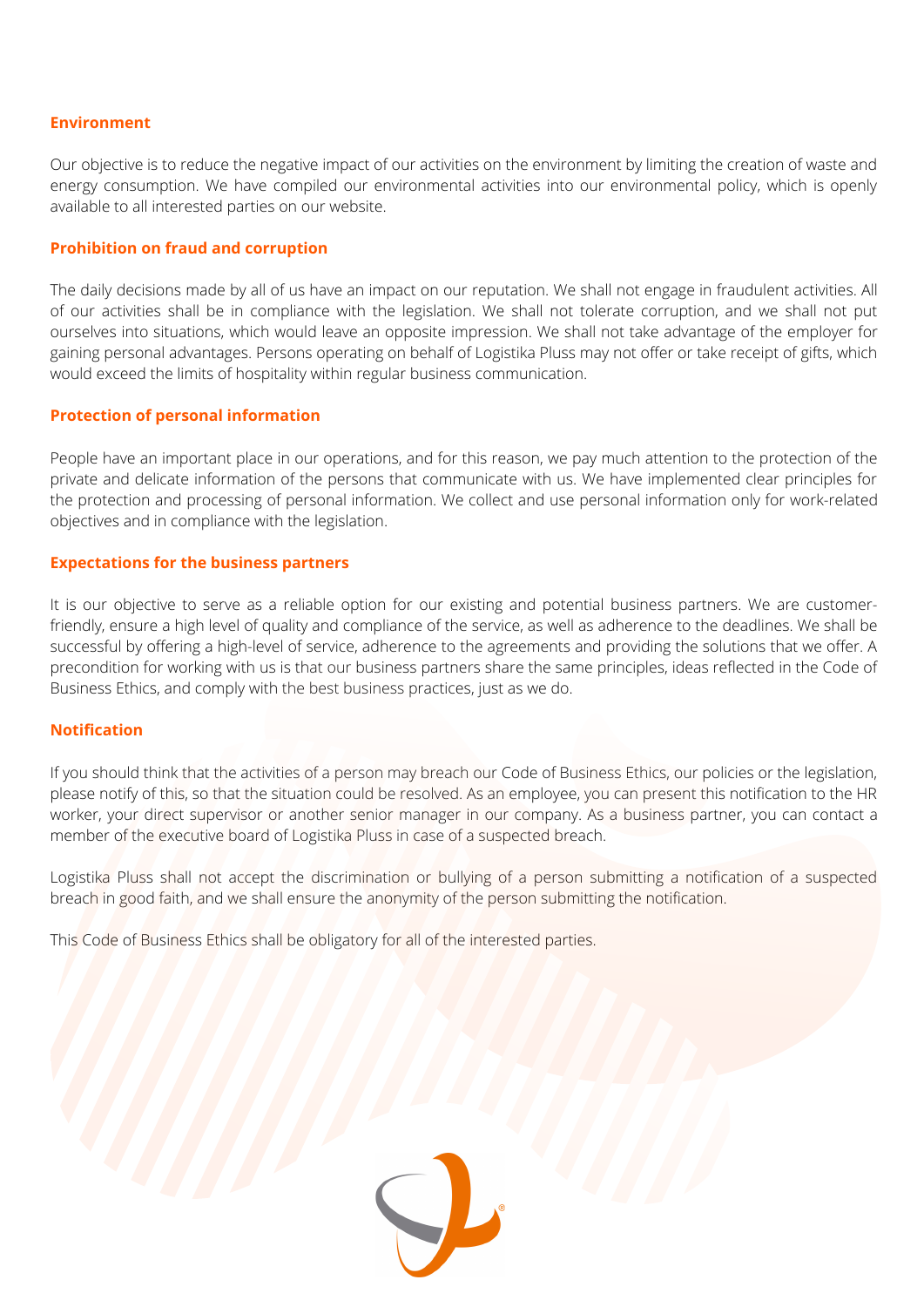## Environment

Our objective is to reduce the negative impact of our activities on the environment by limiting the creation of waste and energy consumption. We have compiled our environmental activities into our environmental policy, which is openly available to all interested parties on our website.

## Prohibition on fraud and corruption

The daily decisions made by all of us have an impact on our reputation. We shall not engage in fraudulent activities. All of our activities shall be in compliance with the legislation. We shall not tolerate corruption, and we shall not put ourselves into situations, which would leave an opposite impression. We shall not take advantage of the employer for gaining personal advantages. Persons operating on behalf of Logistika Pluss may not offer or take receipt of gifts, which would exceed the limits of hospitality within regular business communication.

## Protection of personal information

People have an important place in our operations, and for this reason, we pay much attention to the protection of the private and delicate information of the persons that communicate with us. We have implemented clear principles for the protection and processing of personal information. We collect and use personal information only for work-related objectives and in compliance with the legislation.

## Expectations for the business partners

It is our objective to serve as a reliable option for our existing and potential business partners. We are customer-friendly, ensure a high level of quality and compliance of the service, as well as adherence to the deadlines. We shall be successful by offering a high-level of service, adherence to the agreements and providing the solutions that we offer. A precondition for working with us is that our business partners share the same principles, ideas reflected in the Code of Business Ethics, and comply with the best business practices, just as we do.

## Notification

If you should think that the activities of a person may breach our Code of Business Ethics, our policies or the legislation, please notify of this, so that the situation could be resolved. As an employee, you can present this notification to the HR worker, your direct supervisor or another senior manager in our company. As a business partner, you can contact a member of the executive board of Logistika Pluss in case of a suspected breach.

Logistika Pluss shall not accept the discrimination or bullying of a person submitting a notification of a suspected breach in good faith, and we shall ensure the anonymity of the person submitting the notification.

This Code of Business Ethics shall be obligatory for all of the interested parties.